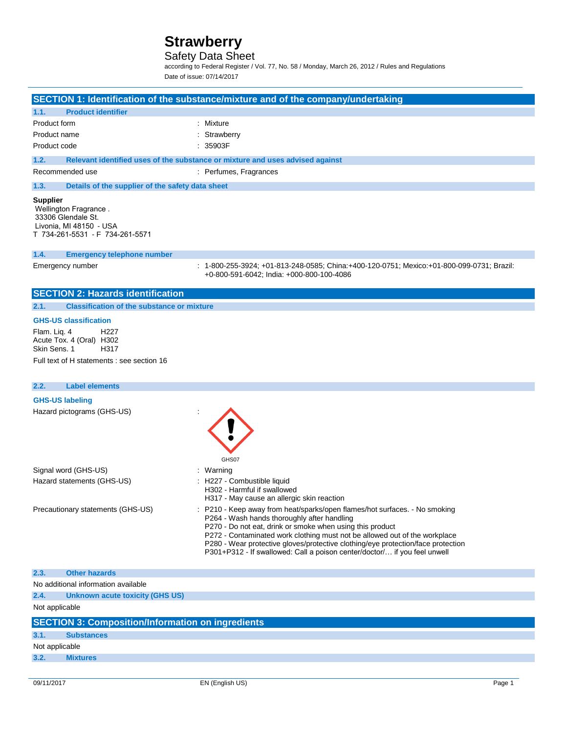# Strawberry

## Safety Data Sheet

according to Federal Register / Vol. 77, No. 58 / Monday, March 26, 2012 / Rules and Regulations

Date of issue: 07/14/2017

## SECTION 1: Identification of the substance/mixture and of the company/undertaking

### 1.1. Product identifier

| | |
|---|---|
| Product form | : Mixture |
| Product name | : Strawberry |
| Product code | : 35903F |

### 1.2. Relevant identified uses of the substance or mixture and uses advised against

| | |
|---|---|
| Recommended use | : Perfumes, Fragrances |

### 1.3. Details of the supplier of the safety data sheet

**Supplier**
Wellington Fragrance .
33306 Glendale St.
Livonia, MI 48150 - USA
T 734-261-5531 - F 734-261-5571

### 1.4. Emergency telephone number

| | |
|---|---|
| Emergency number | : 1-800-255-3924; +01-813-248-0585; China:+400-120-0751; Mexico:+01-800-099-0731; Brazil: +0-800-591-6042; India: +000-800-100-4086 |

## SECTION 2: Hazards identification

### 2.1. Classification of the substance or mixture

**GHS-US classification**

| | |
|---|---|
| Flam. Liq. 4 | H227 |
| Acute Tox. 4 (Oral) | H302 |
| Skin Sens. 1 | H317 |

Full text of H statements : see section 16

### 2.2. Label elements

**GHS-US labeling**

Hazard pictograms (GHS-US) :

GHS07

| | |
|---|---|
| Signal word (GHS-US) | : Warning |
| Hazard statements (GHS-US) | : H227 - Combustible liquid<br>H302 - Harmful if swallowed<br>H317 - May cause an allergic skin reaction |
| Precautionary statements (GHS-US) | : P210 - Keep away from heat/sparks/open flames/hot surfaces. - No smoking<br>P264 - Wash hands thoroughly after handling<br>P270 - Do not eat, drink or smoke when using this product<br>P272 - Contaminated work clothing must not be allowed out of the workplace<br>P280 - Wear protective gloves/protective clothing/eye protection/face protection<br>P301+P312 - If swallowed: Call a poison center/doctor/… if you feel unwell |

### 2.3. Other hazards

No additional information available

### 2.4. Unknown acute toxicity (GHS US)

Not applicable

## SECTION 3: Composition/Information on ingredients

### 3.1. Substances

Not applicable

### 3.2. Mixtures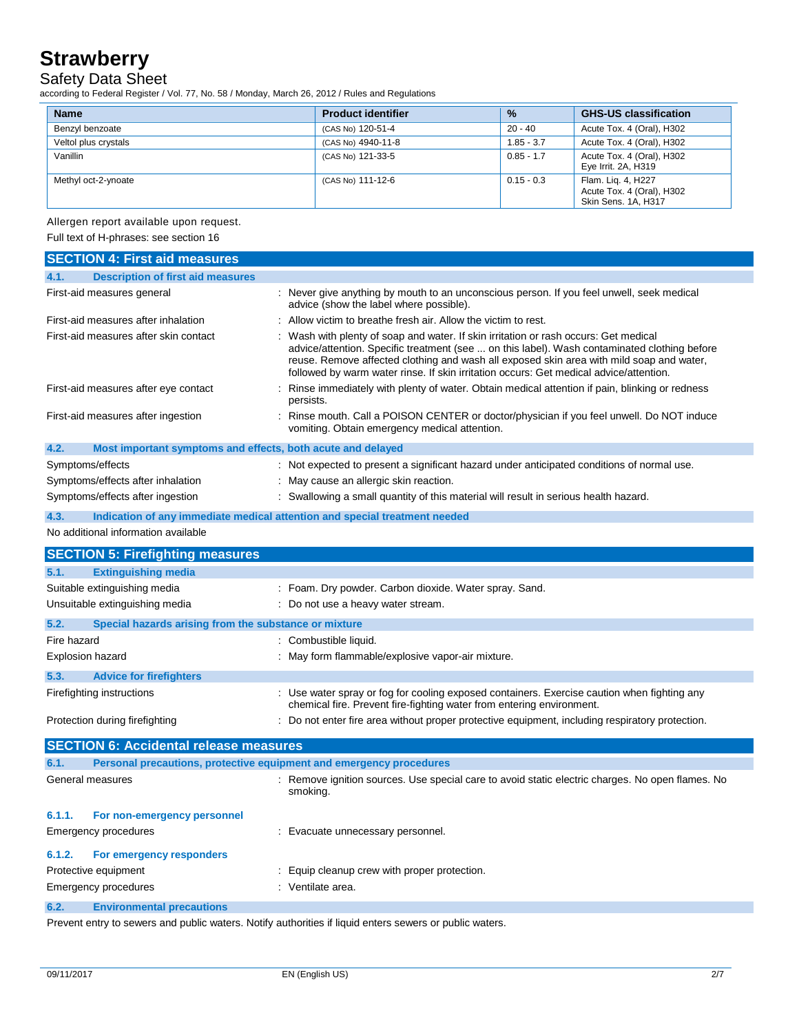| Name | Product identifier | % | GHS-US classification |
|---|---|---|---|
| Benzyl benzoate | (CAS No) 120-51-4 | 20 - 40 | Acute Tox. 4 (Oral), H302 |
| Veltol plus crystals | (CAS No) 4940-11-8 | 1.85 - 3.7 | Acute Tox. 4 (Oral), H302 |
| Vanillin | (CAS No) 121-33-5 | 0.85 - 1.7 | Acute Tox. 4 (Oral), H302<br>Eye Irrit. 2A, H319 |
| Methyl oct-2-ynoate | (CAS No) 111-12-6 | 0.15 - 0.3 | Flam. Liq. 4, H227<br>Acute Tox. 4 (Oral), H302<br>Skin Sens. 1A, H317 |

Allergen report available upon request.

Full text of H-phrases: see section 16

## SECTION 4: First aid measures

### 4.1. Description of first aid measures

First-aid measures general : Never give anything by mouth to an unconscious person. If you feel unwell, seek medical advice (show the label where possible).

First-aid measures after inhalation : Allow victim to breathe fresh air. Allow the victim to rest.

First-aid measures after skin contact : Wash with plenty of soap and water. If skin irritation or rash occurs: Get medical advice/attention. Specific treatment (see ... on this label). Wash contaminated clothing before reuse. Remove affected clothing and wash all exposed skin area with mild soap and water, followed by warm water rinse. If skin irritation occurs: Get medical advice/attention.

First-aid measures after eye contact : Rinse immediately with plenty of water. Obtain medical attention if pain, blinking or redness persists.

First-aid measures after ingestion : Rinse mouth. Call a POISON CENTER or doctor/physician if you feel unwell. Do NOT induce vomiting. Obtain emergency medical attention.

### 4.2. Most important symptoms and effects, both acute and delayed

Symptoms/effects : Not expected to present a significant hazard under anticipated conditions of normal use.

Symptoms/effects after inhalation : May cause an allergic skin reaction.

Symptoms/effects after ingestion : Swallowing a small quantity of this material will result in serious health hazard.

### 4.3. Indication of any immediate medical attention and special treatment needed

No additional information available

## SECTION 5: Firefighting measures

### 5.1. Extinguishing media

Suitable extinguishing media : Foam. Dry powder. Carbon dioxide. Water spray. Sand.

Unsuitable extinguishing media : Do not use a heavy water stream.

### 5.2. Special hazards arising from the substance or mixture

Fire hazard : Combustible liquid.

Explosion hazard : May form flammable/explosive vapor-air mixture.

### 5.3. Advice for firefighters

Firefighting instructions : Use water spray or fog for cooling exposed containers. Exercise caution when fighting any chemical fire. Prevent fire-fighting water from entering environment.

Protection during firefighting : Do not enter fire area without proper protective equipment, including respiratory protection.

## SECTION 6: Accidental release measures

### 6.1. Personal precautions, protective equipment and emergency procedures

General measures : Remove ignition sources. Use special care to avoid static electric charges. No open flames. No smoking.

#### 6.1.1. For non-emergency personnel

Emergency procedures : Evacuate unnecessary personnel.

#### 6.1.2. For emergency responders

Protective equipment : Equip cleanup crew with proper protection.

Emergency procedures : Ventilate area.

### 6.2. Environmental precautions

Prevent entry to sewers and public waters. Notify authorities if liquid enters sewers or public waters.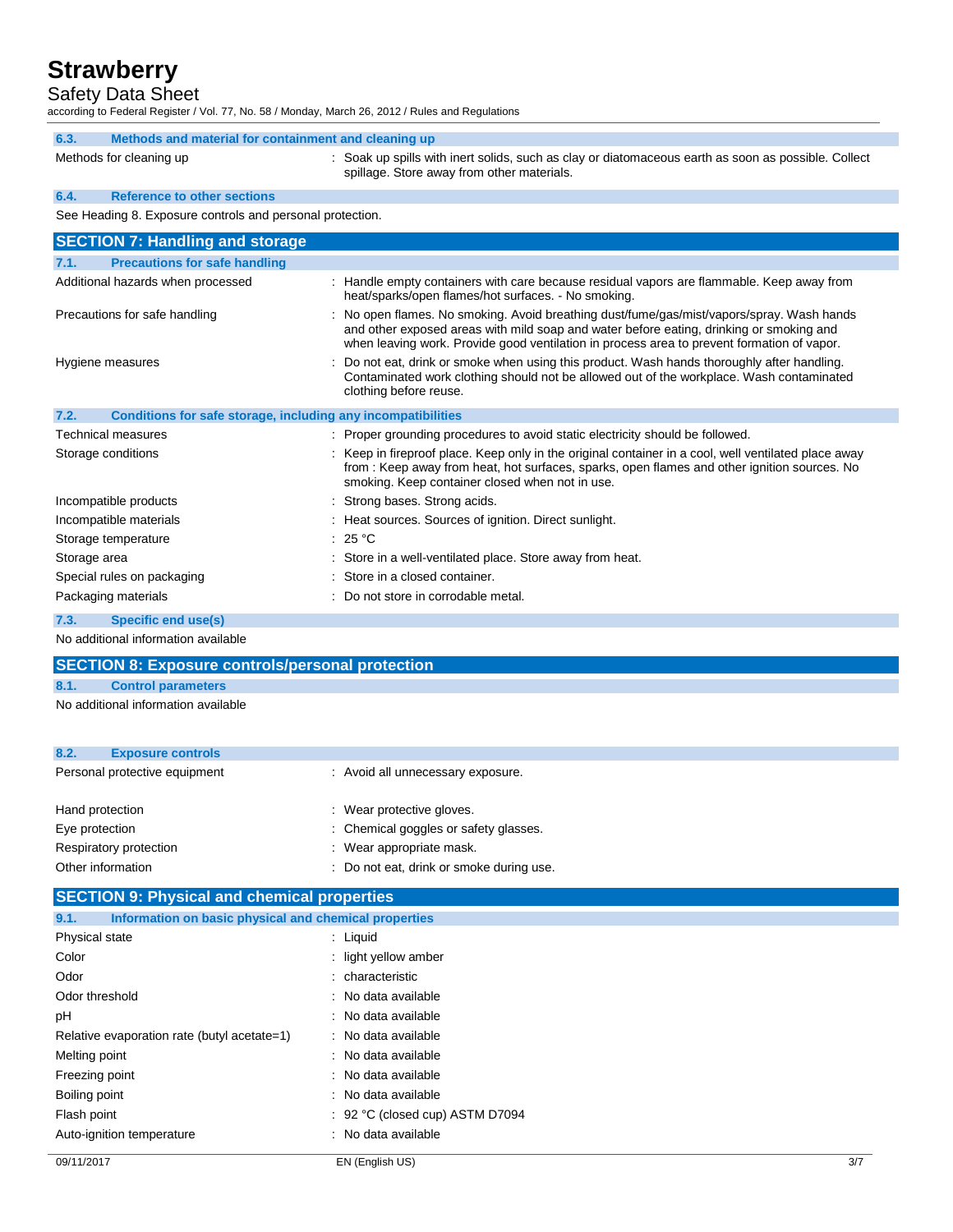### 6.3. Methods and material for containment and cleaning up

| | |
|---|---|
| Methods for cleaning up | : Soak up spills with inert solids, such as clay or diatomaceous earth as soon as possible. Collect spillage. Store away from other materials. |

### 6.4. Reference to other sections

See Heading 8. Exposure controls and personal protection.

## SECTION 7: Handling and storage

### 7.1. Precautions for safe handling

| | |
|---|---|
| Additional hazards when processed | : Handle empty containers with care because residual vapors are flammable. Keep away from heat/sparks/open flames/hot surfaces. - No smoking. |
| Precautions for safe handling | : No open flames. No smoking. Avoid breathing dust/fume/gas/mist/vapors/spray. Wash hands and other exposed areas with mild soap and water before eating, drinking or smoking and when leaving work. Provide good ventilation in process area to prevent formation of vapor. |
| Hygiene measures | : Do not eat, drink or smoke when using this product. Wash hands thoroughly after handling. Contaminated work clothing should not be allowed out of the workplace. Wash contaminated clothing before reuse. |

### 7.2. Conditions for safe storage, including any incompatibilities

| | |
|---|---|
| Technical measures | : Proper grounding procedures to avoid static electricity should be followed. |
| Storage conditions | : Keep in fireproof place. Keep only in the original container in a cool, well ventilated place away from : Keep away from heat, hot surfaces, sparks, open flames and other ignition sources. No smoking. Keep container closed when not in use. |
| Incompatible products | : Strong bases. Strong acids. |
| Incompatible materials | : Heat sources. Sources of ignition. Direct sunlight. |
| Storage temperature | : 25 °C |
| Storage area | : Store in a well-ventilated place. Store away from heat. |
| Special rules on packaging | : Store in a closed container. |
| Packaging materials | : Do not store in corrodable metal. |

### 7.3. Specific end use(s)

No additional information available

## SECTION 8: Exposure controls/personal protection

### 8.1. Control parameters

No additional information available

### 8.2. Exposure controls

| | |
|---|---|
| Personal protective equipment | : Avoid all unnecessary exposure. |
| Hand protection | : Wear protective gloves. |
| Eye protection | : Chemical goggles or safety glasses. |
| Respiratory protection | : Wear appropriate mask. |
| Other information | : Do not eat, drink or smoke during use. |

## SECTION 9: Physical and chemical properties

### 9.1. Information on basic physical and chemical properties

| | |
|---|---|
| Physical state | : Liquid |
| Color | : light yellow amber |
| Odor | : characteristic |
| Odor threshold | : No data available |
| pH | : No data available |
| Relative evaporation rate (butyl acetate=1) | : No data available |
| Melting point | : No data available |
| Freezing point | : No data available |
| Boiling point | : No data available |
| Flash point | : 92 °C (closed cup) ASTM D7094 |
| Auto-ignition temperature | : No data available |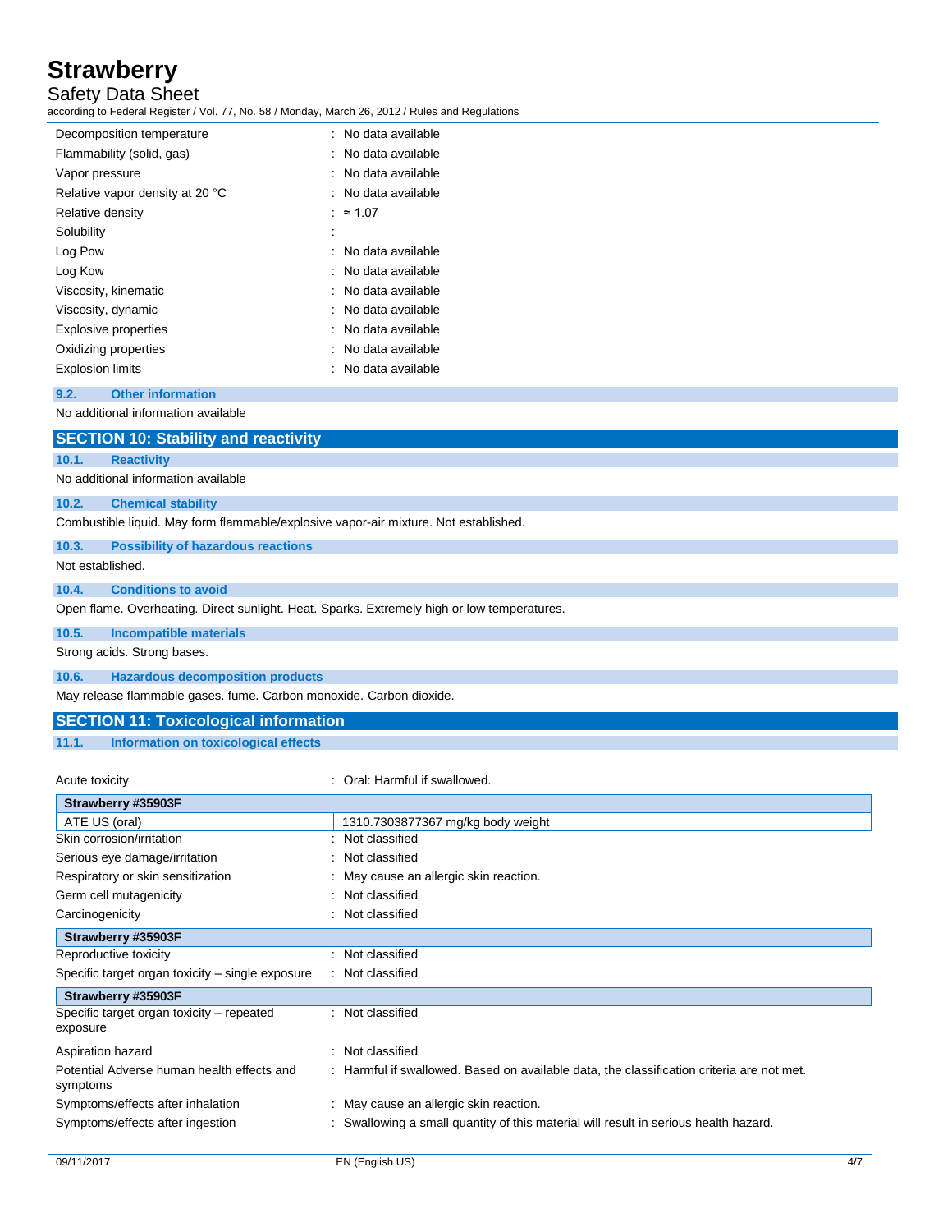| | |
|---|---|
| Decomposition temperature | : No data available |
| Flammability (solid, gas) | : No data available |
| Vapor pressure | : No data available |
| Relative vapor density at 20 °C | : No data available |
| Relative density | : ≈ 1.07 |
| Solubility | : |
| Log Pow | : No data available |
| Log Kow | : No data available |
| Viscosity, kinematic | : No data available |
| Viscosity, dynamic | : No data available |
| Explosive properties | : No data available |
| Oxidizing properties | : No data available |
| Explosion limits | : No data available |

### 9.2. Other information

No additional information available

## SECTION 10: Stability and reactivity

### 10.1. Reactivity

No additional information available

### 10.2. Chemical stability

Combustible liquid. May form flammable/explosive vapor-air mixture. Not established.

### 10.3. Possibility of hazardous reactions

Not established.

### 10.4. Conditions to avoid

Open flame. Overheating. Direct sunlight. Heat. Sparks. Extremely high or low temperatures.

### 10.5. Incompatible materials

Strong acids. Strong bases.

### 10.6. Hazardous decomposition products

May release flammable gases. fume. Carbon monoxide. Carbon dioxide.

## SECTION 11: Toxicological information

### 11.1. Information on toxicological effects

Acute toxicity : Oral: Harmful if swallowed.

| Strawberry #35903F | |
|---|---|
| ATE US (oral) | 1310.7303877367 mg/kg body weight |

| | |
|---|---|
| Skin corrosion/irritation | : Not classified |
| Serious eye damage/irritation | : Not classified |
| Respiratory or skin sensitization | : May cause an allergic skin reaction. |
| Germ cell mutagenicity | : Not classified |
| Carcinogenicity | : Not classified |

| Strawberry #35903F | |
|---|---|

| | |
|---|---|
| Reproductive toxicity | : Not classified |
| Specific target organ toxicity – single exposure | : Not classified |

| Strawberry #35903F | |
|---|---|

| | |
|---|---|
| Specific target organ toxicity – repeated exposure | : Not classified |
| Aspiration hazard | : Not classified |
| Potential Adverse human health effects and symptoms | : Harmful if swallowed. Based on available data, the classification criteria are not met. |
| Symptoms/effects after inhalation | : May cause an allergic skin reaction. |
| Symptoms/effects after ingestion | : Swallowing a small quantity of this material will result in serious health hazard. |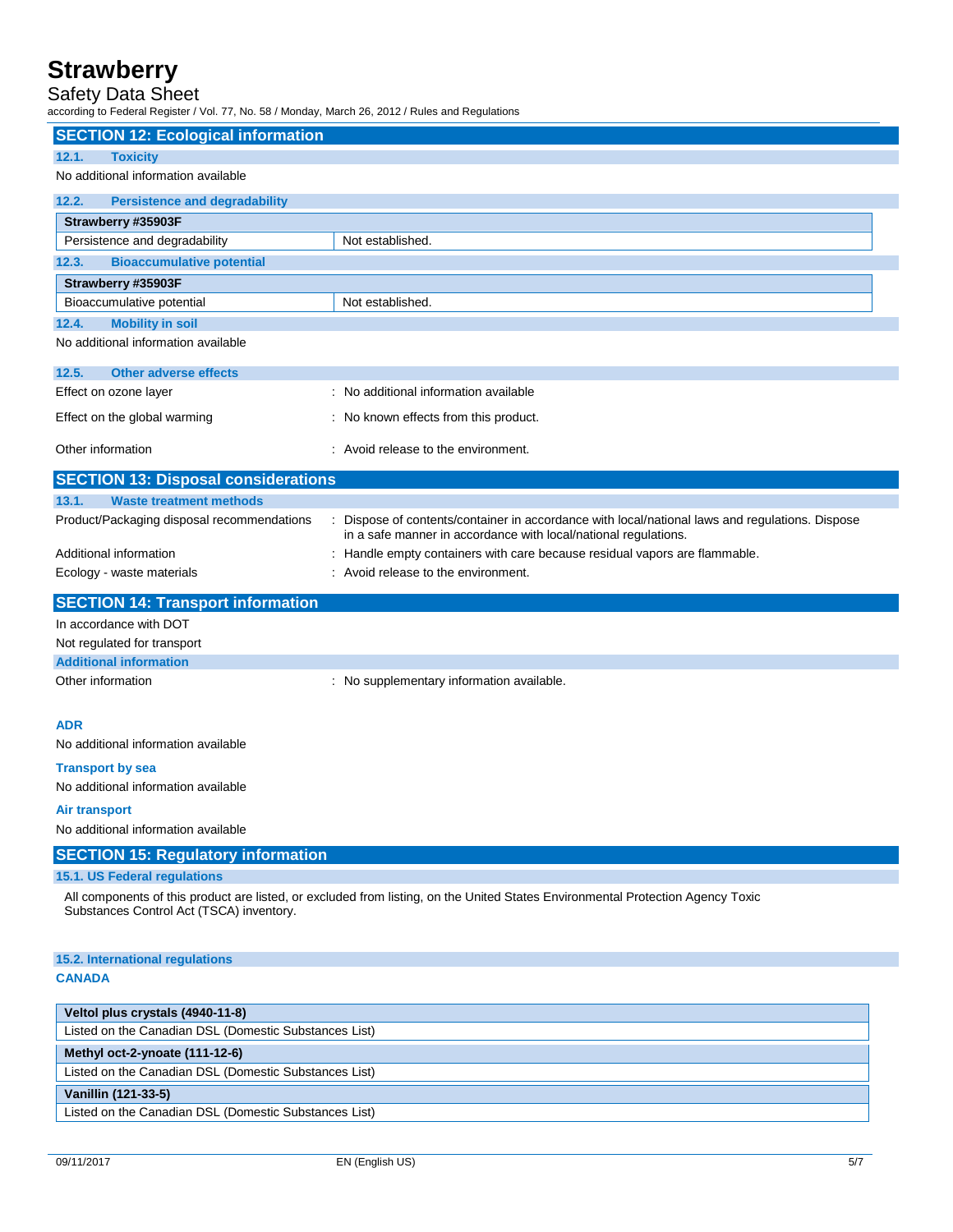## SECTION 12: Ecological information

### 12.1. Toxicity

No additional information available

### 12.2. Persistence and degradability

| Strawberry #35903F | |
|---|---|
| Persistence and degradability | Not established. |

### 12.3. Bioaccumulative potential

| Strawberry #35903F | |
|---|---|
| Bioaccumulative potential | Not established. |

### 12.4. Mobility in soil

No additional information available

### 12.5. Other adverse effects

Effect on ozone layer : No additional information available

Effect on the global warming : No known effects from this product.

Other information : Avoid release to the environment.

## SECTION 13: Disposal considerations

### 13.1. Waste treatment methods

Product/Packaging disposal recommendations : Dispose of contents/container in accordance with local/national laws and regulations. Dispose in a safe manner in accordance with local/national regulations.

Additional information : Handle empty containers with care because residual vapors are flammable.

Ecology - waste materials : Avoid release to the environment.

## SECTION 14: Transport information

In accordance with DOT

Not regulated for transport

### Additional information

Other information : No supplementary information available.

**ADR**

No additional information available

**Transport by sea**

No additional information available

**Air transport**

No additional information available

## SECTION 15: Regulatory information

### 15.1. US Federal regulations

All components of this product are listed, or excluded from listing, on the United States Environmental Protection Agency Toxic Substances Control Act (TSCA) inventory.

### 15.2. International regulations

**CANADA**

| Veltol plus crystals (4940-11-8) |
|---|
| Listed on the Canadian DSL (Domestic Substances List) |

| Methyl oct-2-ynoate (111-12-6) |
|---|
| Listed on the Canadian DSL (Domestic Substances List) |

| Vanillin (121-33-5) |
|---|
| Listed on the Canadian DSL (Domestic Substances List) |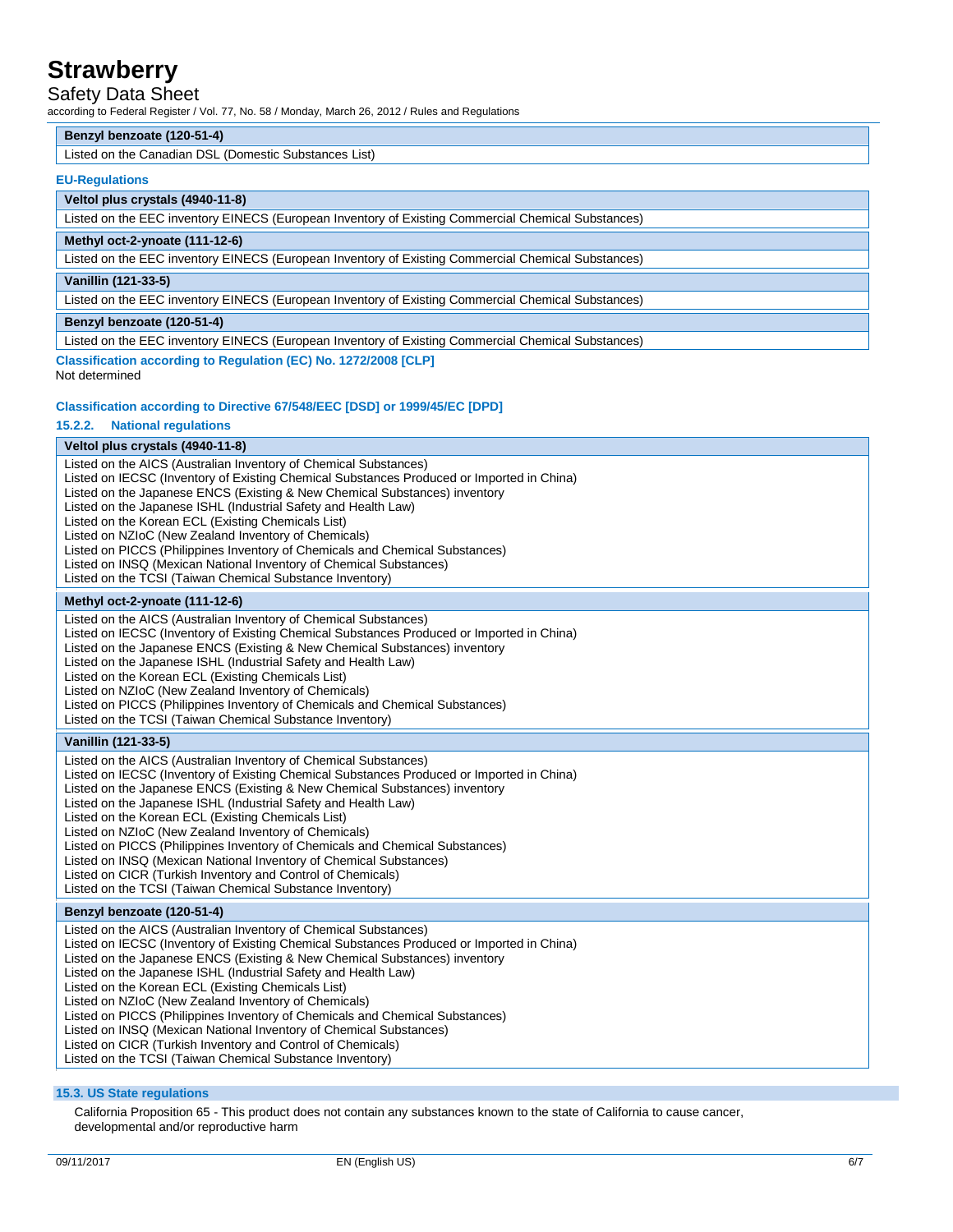| Benzyl benzoate (120-51-4) |
| --- |
| Listed on the Canadian DSL (Domestic Substances List) |

**EU-Regulations**

| Veltol plus crystals (4940-11-8) |
| --- |
| Listed on the EEC inventory EINECS (European Inventory of Existing Commercial Chemical Substances) |
| **Methyl oct-2-ynoate (111-12-6)** |
| Listed on the EEC inventory EINECS (European Inventory of Existing Commercial Chemical Substances) |
| **Vanillin (121-33-5)** |
| Listed on the EEC inventory EINECS (European Inventory of Existing Commercial Chemical Substances) |
| **Benzyl benzoate (120-51-4)** |
| Listed on the EEC inventory EINECS (European Inventory of Existing Commercial Chemical Substances) |

**Classification according to Regulation (EC) No. 1272/2008 [CLP]**

Not determined

**Classification according to Directive 67/548/EEC [DSD] or 1999/45/EC [DPD]**

### 15.2.2. National regulations

| Veltol plus crystals (4940-11-8) |
| --- |
| Listed on the AICS (Australian Inventory of Chemical Substances)<br>Listed on IECSC (Inventory of Existing Chemical Substances Produced or Imported in China)<br>Listed on the Japanese ENCS (Existing & New Chemical Substances) inventory<br>Listed on the Japanese ISHL (Industrial Safety and Health Law)<br>Listed on the Korean ECL (Existing Chemicals List)<br>Listed on NZIoC (New Zealand Inventory of Chemicals)<br>Listed on PICCS (Philippines Inventory of Chemicals and Chemical Substances)<br>Listed on INSQ (Mexican National Inventory of Chemical Substances)<br>Listed on the TCSI (Taiwan Chemical Substance Inventory) |
| **Methyl oct-2-ynoate (111-12-6)** |
| Listed on the AICS (Australian Inventory of Chemical Substances)<br>Listed on IECSC (Inventory of Existing Chemical Substances Produced or Imported in China)<br>Listed on the Japanese ENCS (Existing & New Chemical Substances) inventory<br>Listed on the Japanese ISHL (Industrial Safety and Health Law)<br>Listed on the Korean ECL (Existing Chemicals List)<br>Listed on NZIoC (New Zealand Inventory of Chemicals)<br>Listed on PICCS (Philippines Inventory of Chemicals and Chemical Substances)<br>Listed on the TCSI (Taiwan Chemical Substance Inventory) |
| **Vanillin (121-33-5)** |
| Listed on the AICS (Australian Inventory of Chemical Substances)<br>Listed on IECSC (Inventory of Existing Chemical Substances Produced or Imported in China)<br>Listed on the Japanese ENCS (Existing & New Chemical Substances) inventory<br>Listed on the Japanese ISHL (Industrial Safety and Health Law)<br>Listed on the Korean ECL (Existing Chemicals List)<br>Listed on NZIoC (New Zealand Inventory of Chemicals)<br>Listed on PICCS (Philippines Inventory of Chemicals and Chemical Substances)<br>Listed on INSQ (Mexican National Inventory of Chemical Substances)<br>Listed on CICR (Turkish Inventory and Control of Chemicals)<br>Listed on the TCSI (Taiwan Chemical Substance Inventory) |
| **Benzyl benzoate (120-51-4)** |
| Listed on the AICS (Australian Inventory of Chemical Substances)<br>Listed on IECSC (Inventory of Existing Chemical Substances Produced or Imported in China)<br>Listed on the Japanese ENCS (Existing & New Chemical Substances) inventory<br>Listed on the Japanese ISHL (Industrial Safety and Health Law)<br>Listed on the Korean ECL (Existing Chemicals List)<br>Listed on NZIoC (New Zealand Inventory of Chemicals)<br>Listed on PICCS (Philippines Inventory of Chemicals and Chemical Substances)<br>Listed on INSQ (Mexican National Inventory of Chemical Substances)<br>Listed on CICR (Turkish Inventory and Control of Chemicals)<br>Listed on the TCSI (Taiwan Chemical Substance Inventory) |

## 15.3. US State regulations

California Proposition 65 - This product does not contain any substances known to the state of California to cause cancer, developmental and/or reproductive harm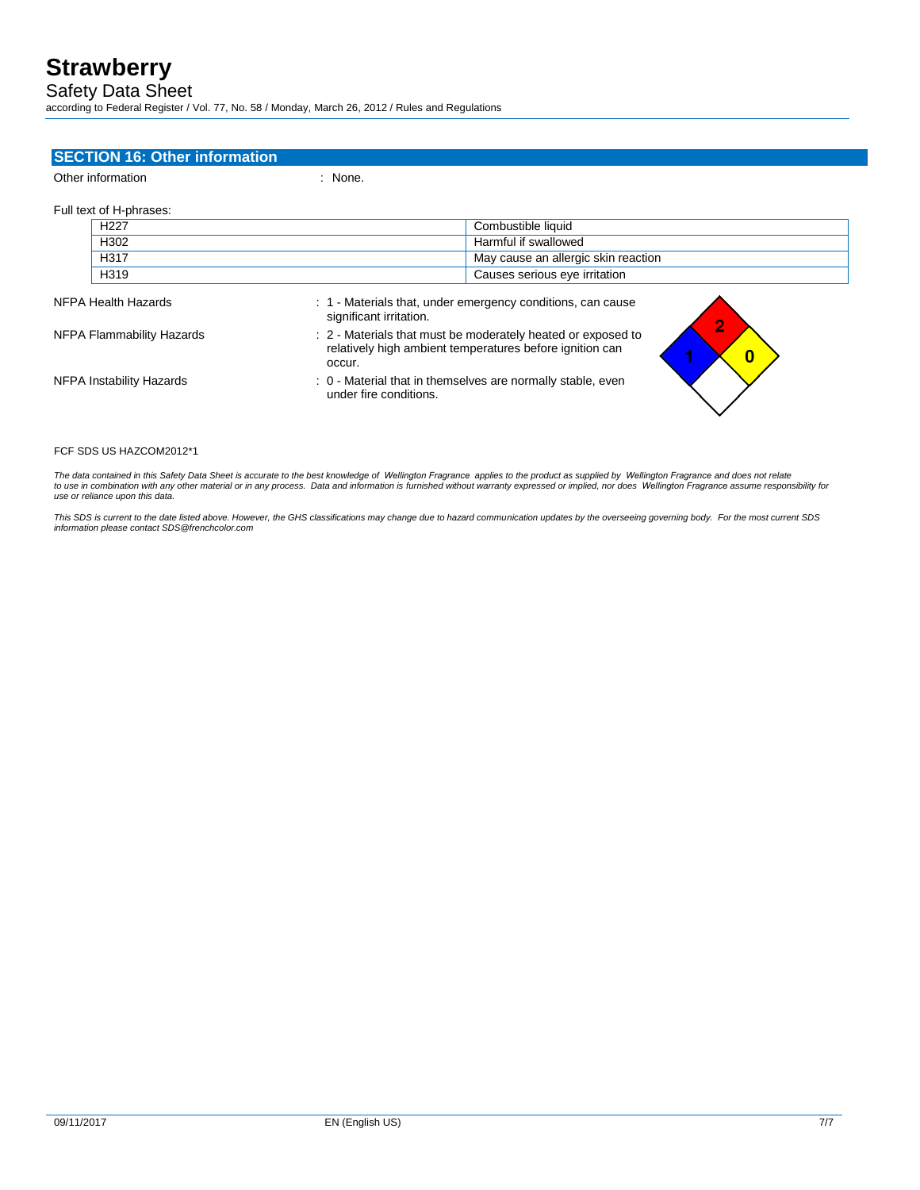## SECTION 16: Other information

Other information : None.

Full text of H-phrases:

| | |
|---|---|
| H227 | Combustible liquid |
| H302 | Harmful if swallowed |
| H317 | May cause an allergic skin reaction |
| H319 | Causes serious eye irritation |

NFPA Health Hazards : 1 - Materials that, under emergency conditions, can cause significant irritation.

NFPA Flammability Hazards : 2 - Materials that must be moderately heated or exposed to relatively high ambient temperatures before ignition can occur.

NFPA Instability Hazards : 0 - Material that in themselves are normally stable, even under fire conditions.

2
1
0

FCF SDS US HAZCOM2012*1

*The data contained in this Safety Data Sheet is accurate to the best knowledge of Wellington Fragrance applies to the product as supplied by Wellington Fragrance and does not relate to use in combination with any other material or in any process. Data and information is furnished without warranty expressed or implied, nor does Wellington Fragrance assume responsibility for use or reliance upon this data.*

*This SDS is current to the date listed above. However, the GHS classifications may change due to hazard communication updates by the overseeing governing body. For the most current SDS information please contact SDS@frenchcolor.com*